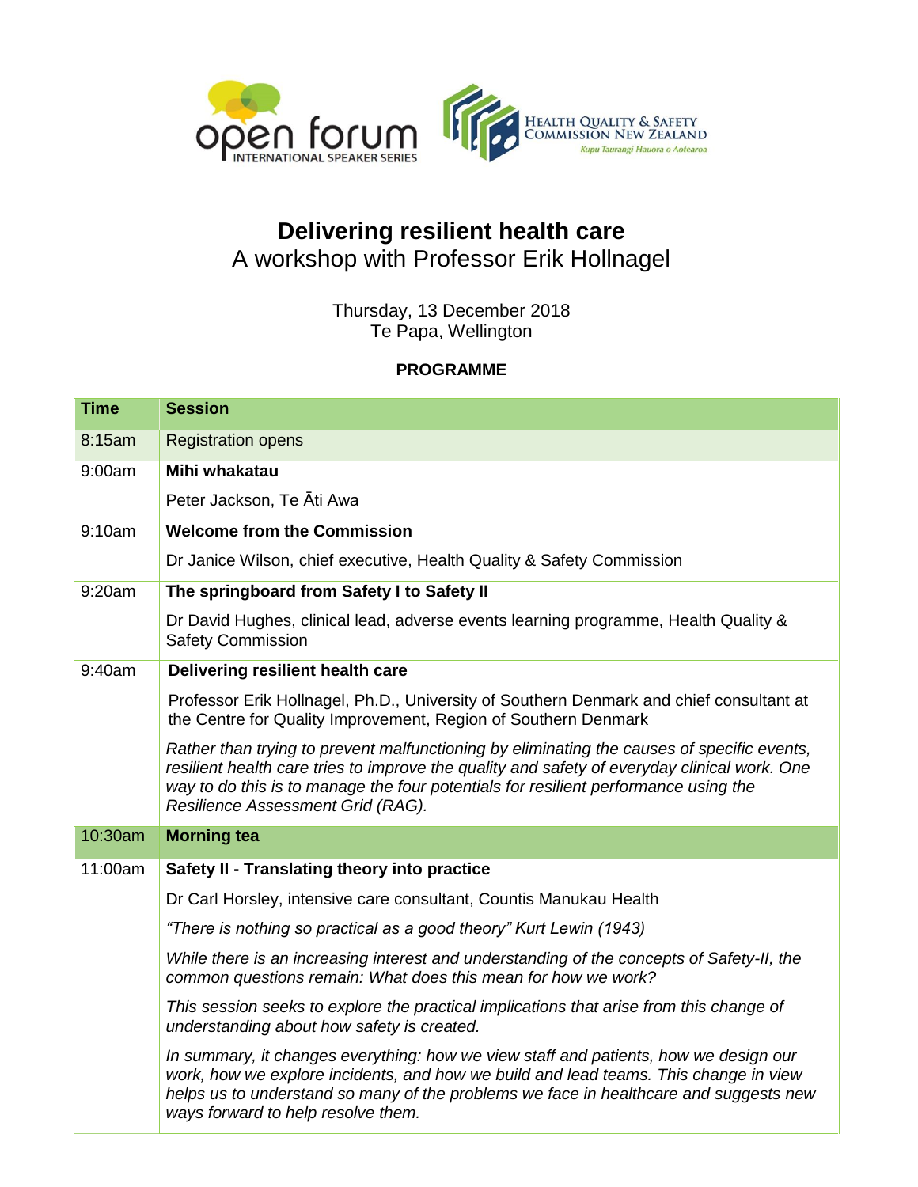open forum
INTERNATIONAL SPEAKER SERIES

HEALTH QUALITY & SAFETY COMMISSION NEW ZEALAND
*Kupu Taurangi Hauora o Aotearoa*

# Delivering resilient health care

## A workshop with Professor Erik Hollnagel

Thursday, 13 December 2018
Te Papa, Wellington

**PROGRAMME**

| Time | Session |
|---|---|
| 8:15am | Registration opens |
| 9:00am | **Mihi whakatau**<br>Peter Jackson, Te Āti Awa |
| 9:10am | **Welcome from the Commission**<br>Dr Janice Wilson, chief executive, Health Quality & Safety Commission |
| 9:20am | **The springboard from Safety I to Safety II**<br>Dr David Hughes, clinical lead, adverse events learning programme, Health Quality & Safety Commission |
| 9:40am | **Delivering resilient health care**<br>Professor Erik Hollnagel, Ph.D., University of Southern Denmark and chief consultant at the Centre for Quality Improvement, Region of Southern Denmark<br>*Rather than trying to prevent malfunctioning by eliminating the causes of specific events, resilient health care tries to improve the quality and safety of everyday clinical work. One way to do this is to manage the four potentials for resilient performance using the Resilience Assessment Grid (RAG).* |
| 10:30am | **Morning tea** |
| 11:00am | **Safety II - Translating theory into practice**<br>Dr Carl Horsley, intensive care consultant, Countis Manukau Health<br>*"There is nothing so practical as a good theory" Kurt Lewin (1943)*<br>*While there is an increasing interest and understanding of the concepts of Safety-II, the common questions remain: What does this mean for how we work?*<br>*This session seeks to explore the practical implications that arise from this change of understanding about how safety is created.*<br>*In summary, it changes everything: how we view staff and patients, how we design our work, how we explore incidents, and how we build and lead teams. This change in view helps us to understand so many of the problems we face in healthcare and suggests new ways forward to help resolve them.* |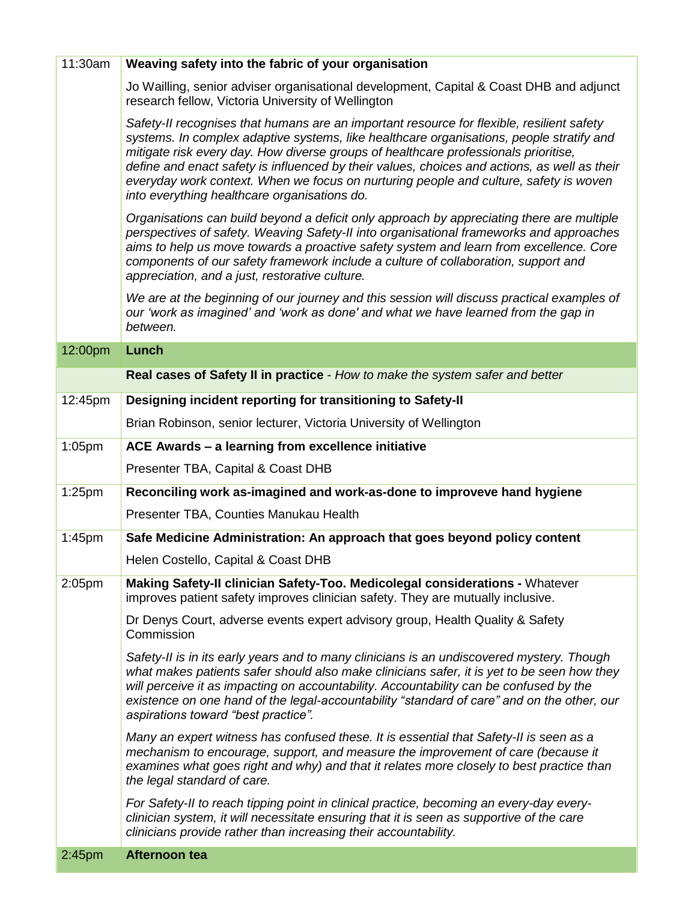| | |
|---|---|
| 11:30am | **Weaving safety into the fabric of your organisation**<br><br>Jo Wailling, senior adviser organisational development, Capital & Coast DHB and adjunct research fellow, Victoria University of Wellington<br><br>*Safety-II recognises that humans are an important resource for flexible, resilient safety systems. In complex adaptive systems, like healthcare organisations, people stratify and mitigate risk every day. How diverse groups of healthcare professionals prioritise, define and enact safety is influenced by their values, choices and actions, as well as their everyday work context. When we focus on nurturing people and culture, safety is woven into everything healthcare organisations do.*<br><br>*Organisations can build beyond a deficit only approach by appreciating there are multiple perspectives of safety. Weaving Safety-II into organisational frameworks and approaches aims to help us move towards a proactive safety system and learn from excellence. Core components of our safety framework include a culture of collaboration, support and appreciation, and a just, restorative culture.*<br><br>*We are at the beginning of our journey and this session will discuss practical examples of our 'work as imagined' and 'work as done' and what we have learned from the gap in between.* |
| 12:00pm | **Lunch** |
| | **Real cases of Safety II in practice** - *How to make the system safer and better* |
| 12:45pm | **Designing incident reporting for transitioning to Safety-II**<br><br>Brian Robinson, senior lecturer, Victoria University of Wellington |
| 1:05pm | **ACE Awards – a learning from excellence initiative**<br><br>Presenter TBA, Capital & Coast DHB |
| 1:25pm | **Reconciling work as-imagined and work-as-done to improveve hand hygiene**<br><br>Presenter TBA, Counties Manukau Health |
| 1:45pm | **Safe Medicine Administration: An approach that goes beyond policy content**<br><br>Helen Costello, Capital & Coast DHB |
| 2:05pm | **Making Safety-II clinician Safety-Too. Medicolegal considerations -** Whatever improves patient safety improves clinician safety. They are mutually inclusive.<br><br>Dr Denys Court, adverse events expert advisory group, Health Quality & Safety Commission<br><br>*Safety-II is in its early years and to many clinicians is an undiscovered mystery. Though what makes patients safer should also make clinicians safer, it is yet to be seen how they will perceive it as impacting on accountability. Accountability can be confused by the existence on one hand of the legal-accountability "standard of care" and on the other, our aspirations toward "best practice".*<br><br>*Many an expert witness has confused these. It is essential that Safety-II is seen as a mechanism to encourage, support, and measure the improvement of care (because it examines what goes right and why) and that it relates more closely to best practice than the legal standard of care.*<br><br>*For Safety-II to reach tipping point in clinical practice, becoming an every-day every-clinician system, it will necessitate ensuring that it is seen as supportive of the care clinicians provide rather than increasing their accountability.* |
| 2:45pm | **Afternoon tea** |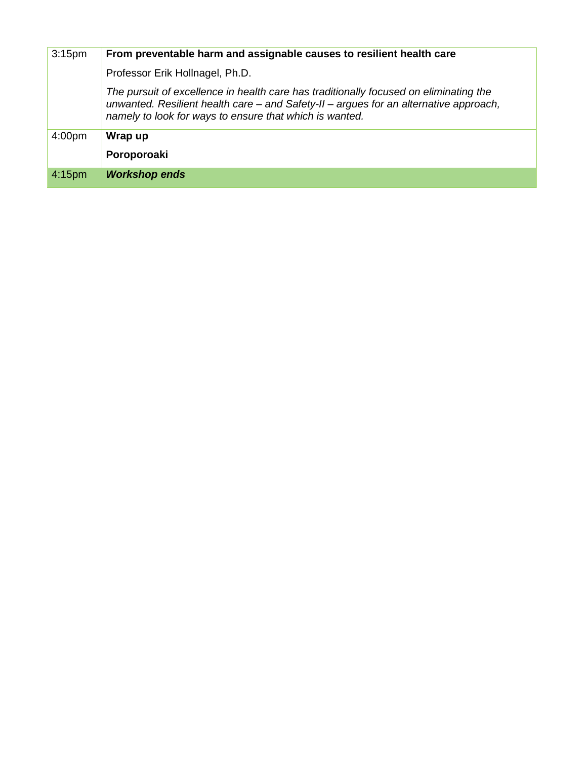| | |
|---|---|
| 3:15pm | **From preventable harm and assignable causes to resilient health care**<br>Professor Erik Hollnagel, Ph.D.<br>*The pursuit of excellence in health care has traditionally focused on eliminating the unwanted. Resilient health care – and Safety-II – argues for an alternative approach, namely to look for ways to ensure that which is wanted.* |
| 4:00pm | **Wrap up**<br>**Poroporoaki** |
| 4:15pm | ***Workshop ends*** |